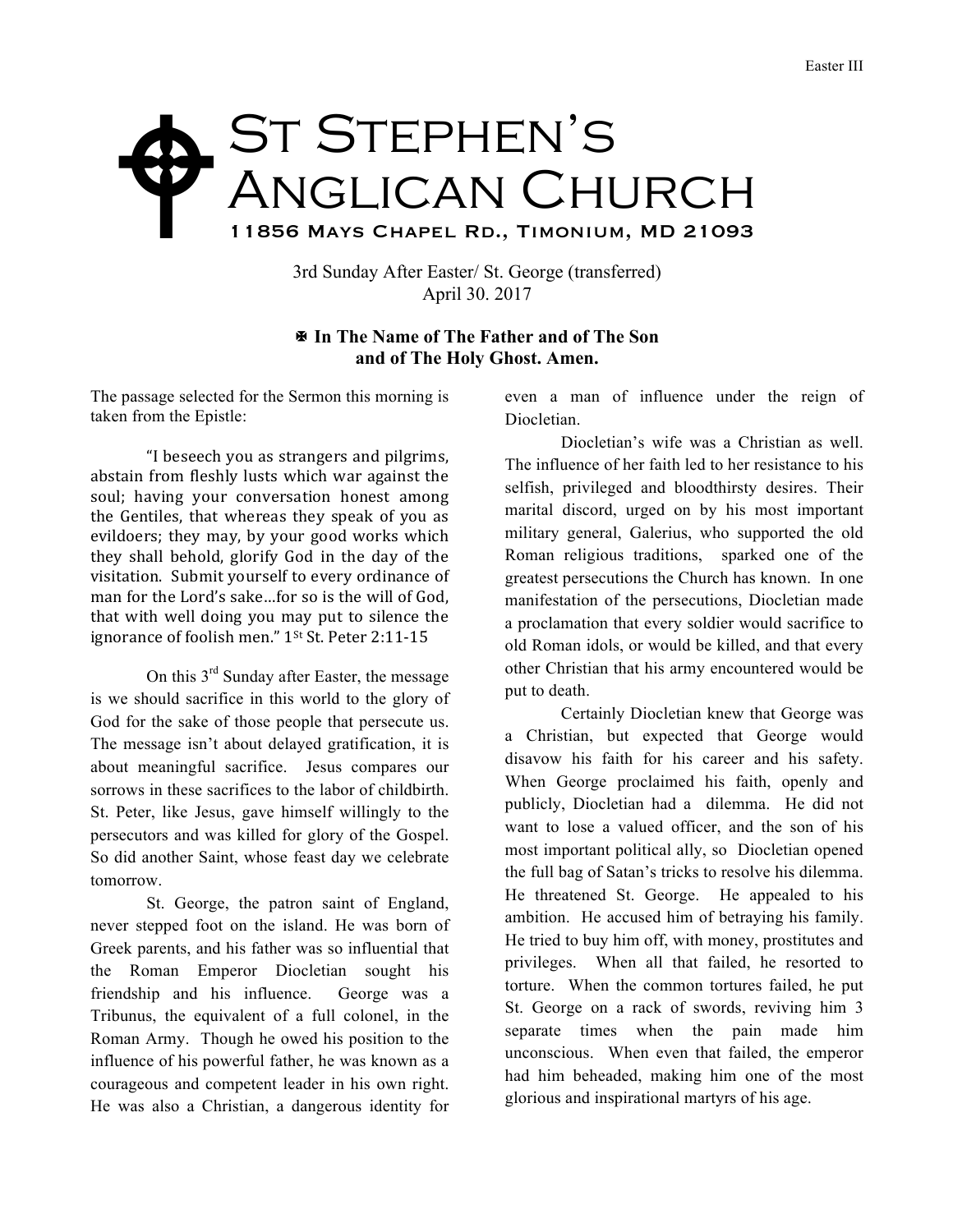# St Stephen's Anglican Church

**11856 Mays Chapel Rd., Timonium, MD 21093**

3rd Sunday After Easter/ St. George (transferred)
April 30. 2017

**✠ In The Name of The Father and of The Son and of The Holy Ghost. Amen.**

The passage selected for the Sermon this morning is taken from the Epistle:

"I beseech you as strangers and pilgrims, abstain from fleshly lusts which war against the soul; having your conversation honest among the Gentiles, that whereas they speak of you as evildoers; they may, by your good works which they shall behold, glorify God in the day of the visitation. Submit yourself to every ordinance of man for the Lord's sake…for so is the will of God, that with well doing you may put to silence the ignorance of foolish men." 1st St. Peter 2:11-15

On this 3rd Sunday after Easter, the message is we should sacrifice in this world to the glory of God for the sake of those people that persecute us. The message isn't about delayed gratification, it is about meaningful sacrifice. Jesus compares our sorrows in these sacrifices to the labor of childbirth. St. Peter, like Jesus, gave himself willingly to the persecutors and was killed for glory of the Gospel. So did another Saint, whose feast day we celebrate tomorrow.

St. George, the patron saint of England, never stepped foot on the island. He was born of Greek parents, and his father was so influential that the Roman Emperor Diocletian sought his friendship and his influence. George was a Tribunus, the equivalent of a full colonel, in the Roman Army. Though he owed his position to the influence of his powerful father, he was known as a courageous and competent leader in his own right. He was also a Christian, a dangerous identity for even a man of influence under the reign of Diocletian.

Diocletian's wife was a Christian as well. The influence of her faith led to her resistance to his selfish, privileged and bloodthirsty desires. Their marital discord, urged on by his most important military general, Galerius, who supported the old Roman religious traditions, sparked one of the greatest persecutions the Church has known. In one manifestation of the persecutions, Diocletian made a proclamation that every soldier would sacrifice to old Roman idols, or would be killed, and that every other Christian that his army encountered would be put to death.

Certainly Diocletian knew that George was a Christian, but expected that George would disavow his faith for his career and his safety. When George proclaimed his faith, openly and publicly, Diocletian had a dilemma. He did not want to lose a valued officer, and the son of his most important political ally, so Diocletian opened the full bag of Satan's tricks to resolve his dilemma. He threatened St. George. He appealed to his ambition. He accused him of betraying his family. He tried to buy him off, with money, prostitutes and privileges. When all that failed, he resorted to torture. When the common tortures failed, he put St. George on a rack of swords, reviving him 3 separate times when the pain made him unconscious. When even that failed, the emperor had him beheaded, making him one of the most glorious and inspirational martyrs of his age.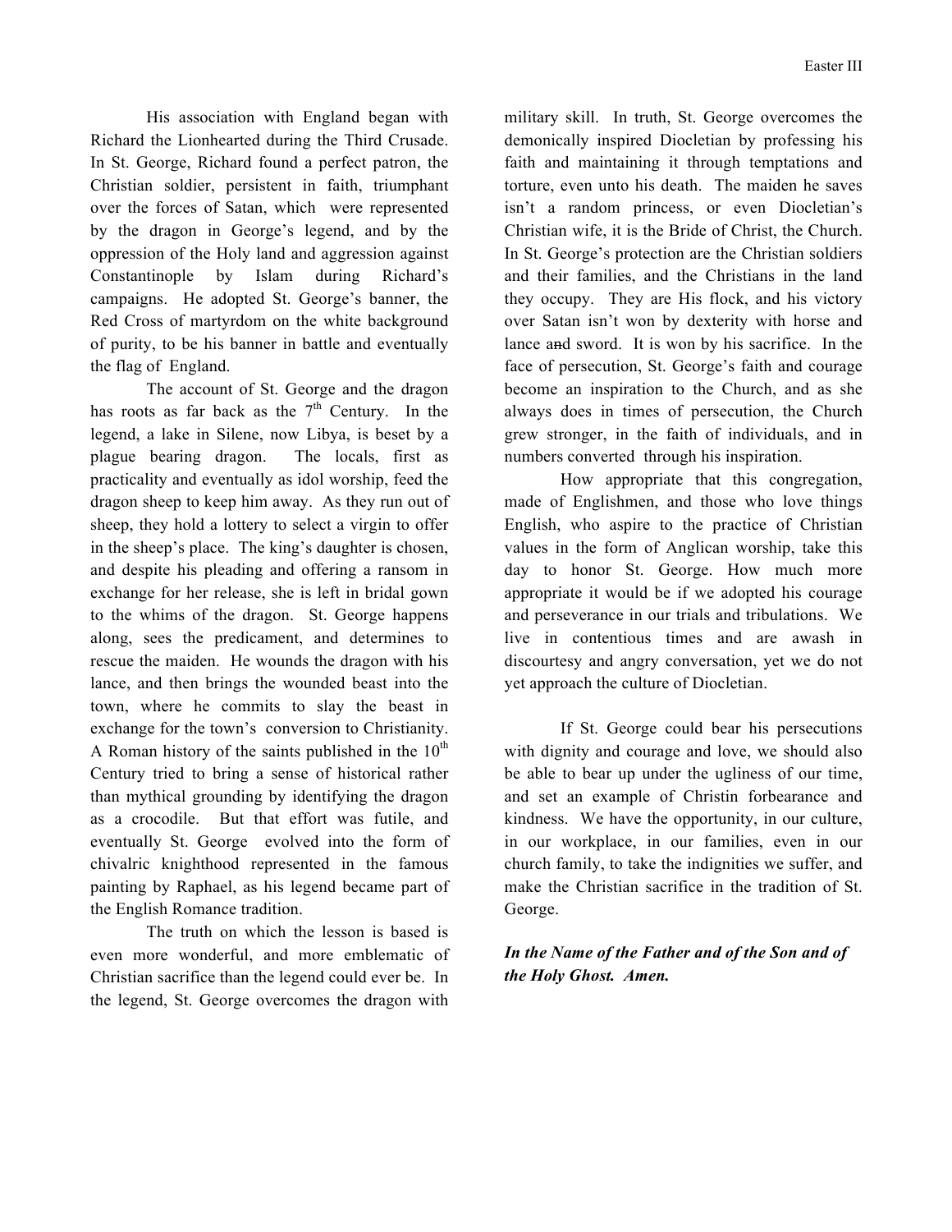His association with England began with Richard the Lionhearted during the Third Crusade. In St. George, Richard found a perfect patron, the Christian soldier, persistent in faith, triumphant over the forces of Satan, which were represented by the dragon in George's legend, and by the oppression of the Holy land and aggression against Constantinople by Islam during Richard's campaigns. He adopted St. George's banner, the Red Cross of martyrdom on the white background of purity, to be his banner in battle and eventually the flag of England.

The account of St. George and the dragon has roots as far back as the 7th Century. In the legend, a lake in Silene, now Libya, is beset by a plague bearing dragon. The locals, first as practicality and eventually as idol worship, feed the dragon sheep to keep him away. As they run out of sheep, they hold a lottery to select a virgin to offer in the sheep's place. The king's daughter is chosen, and despite his pleading and offering a ransom in exchange for her release, she is left in bridal gown to the whims of the dragon. St. George happens along, sees the predicament, and determines to rescue the maiden. He wounds the dragon with his lance, and then brings the wounded beast into the town, where he commits to slay the beast in exchange for the town's conversion to Christianity. A Roman history of the saints published in the 10th Century tried to bring a sense of historical rather than mythical grounding by identifying the dragon as a crocodile. But that effort was futile, and eventually St. George evolved into the form of chivalric knighthood represented in the famous painting by Raphael, as his legend became part of the English Romance tradition.

The truth on which the lesson is based is even more wonderful, and more emblematic of Christian sacrifice than the legend could ever be. In the legend, St. George overcomes the dragon with military skill. In truth, St. George overcomes the demonically inspired Diocletian by professing his faith and maintaining it through temptations and torture, even unto his death. The maiden he saves isn't a random princess, or even Diocletian's Christian wife, it is the Bride of Christ, the Church. In St. George's protection are the Christian soldiers and their families, and the Christians in the land they occupy. They are His flock, and his victory over Satan isn't won by dexterity with horse and lance and sword. It is won by his sacrifice. In the face of persecution, St. George's faith and courage become an inspiration to the Church, and as she always does in times of persecution, the Church grew stronger, in the faith of individuals, and in numbers converted through his inspiration.

How appropriate that this congregation, made of Englishmen, and those who love things English, who aspire to the practice of Christian values in the form of Anglican worship, take this day to honor St. George. How much more appropriate it would be if we adopted his courage and perseverance in our trials and tribulations. We live in contentious times and are awash in discourtesy and angry conversation, yet we do not yet approach the culture of Diocletian.

If St. George could bear his persecutions with dignity and courage and love, we should also be able to bear up under the ugliness of our time, and set an example of Christin forbearance and kindness. We have the opportunity, in our culture, in our workplace, in our families, even in our church family, to take the indignities we suffer, and make the Christian sacrifice in the tradition of St. George.

***In the Name of the Father and of the Son and of the Holy Ghost. Amen.***